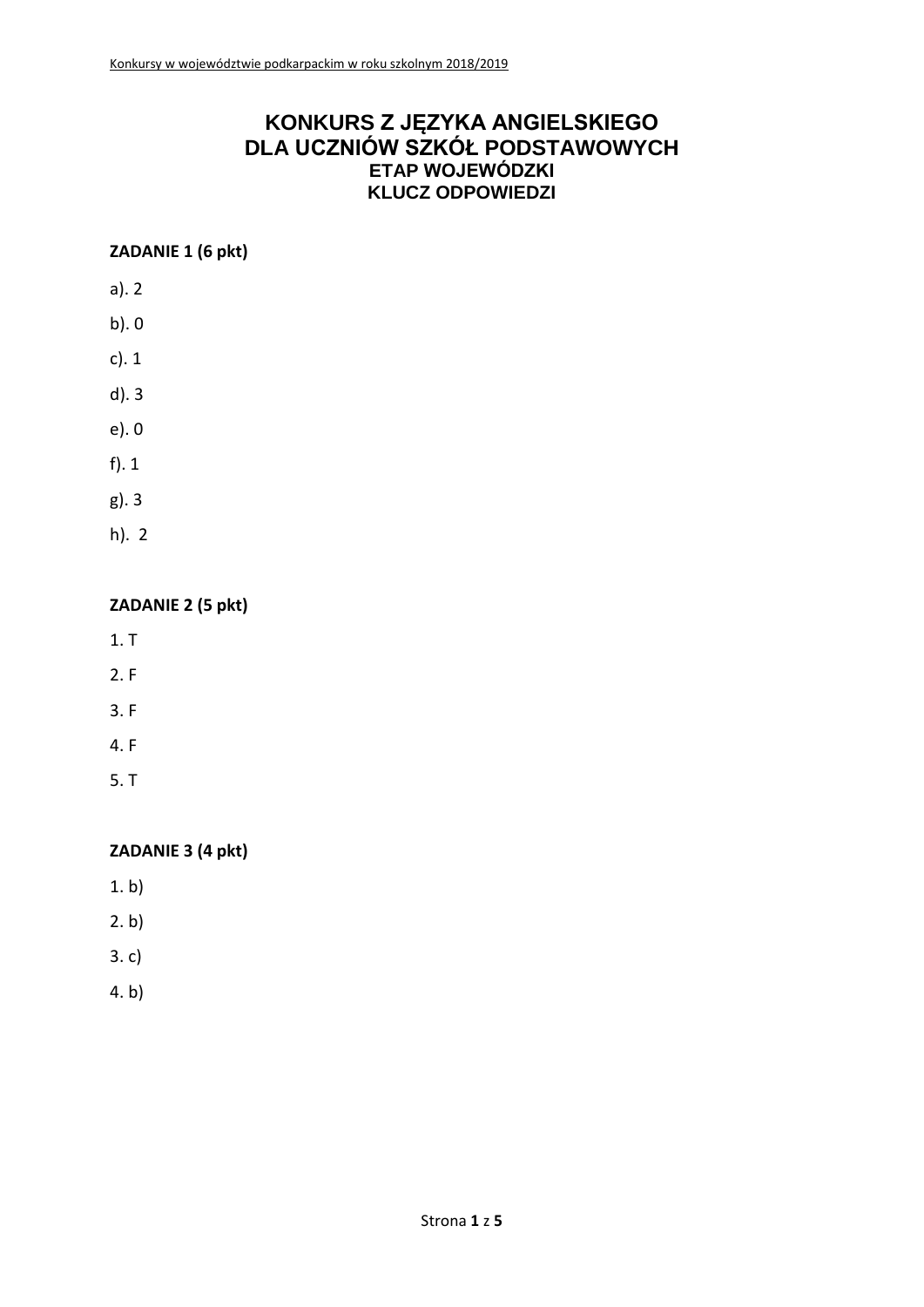# KONKURS Z JĘZYKA ANGIELSKIEGO
# DLA UCZNIÓW SZKÓŁ PODSTAWOWYCH
## ETAP WOJEWÓDZKI
## KLUCZ ODPOWIEDZI

**ZADANIE 1 (6 pkt)**

a). 2

b). 0

c). 1

d). 3

e). 0

f). 1

g). 3

h). 2

**ZADANIE 2 (5 pkt)**

1. T
2. F
3. F
4. F
5. T

**ZADANIE 3 (4 pkt)**

1. b)
2. b)
3. c)
4. b)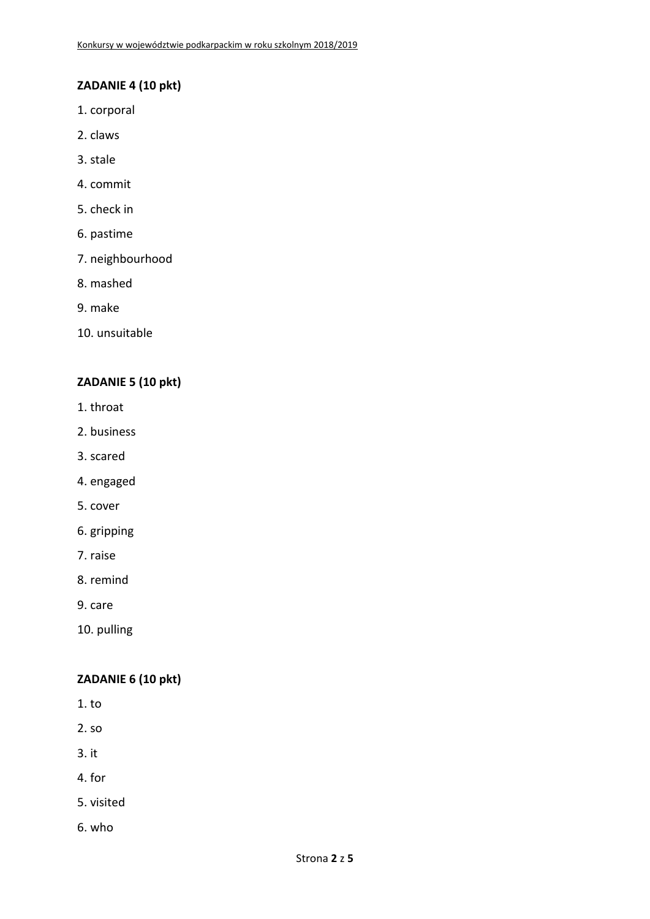**ZADANIE 4 (10 pkt)**

1. corporal
2. claws
3. stale
4. commit
5. check in
6. pastime
7. neighbourhood
8. mashed
9. make
10. unsuitable

**ZADANIE 5 (10 pkt)**

1. throat
2. business
3. scared
4. engaged
5. cover
6. gripping
7. raise
8. remind
9. care
10. pulling

**ZADANIE 6 (10 pkt)**

1. to
2. so
3. it
4. for
5. visited
6. who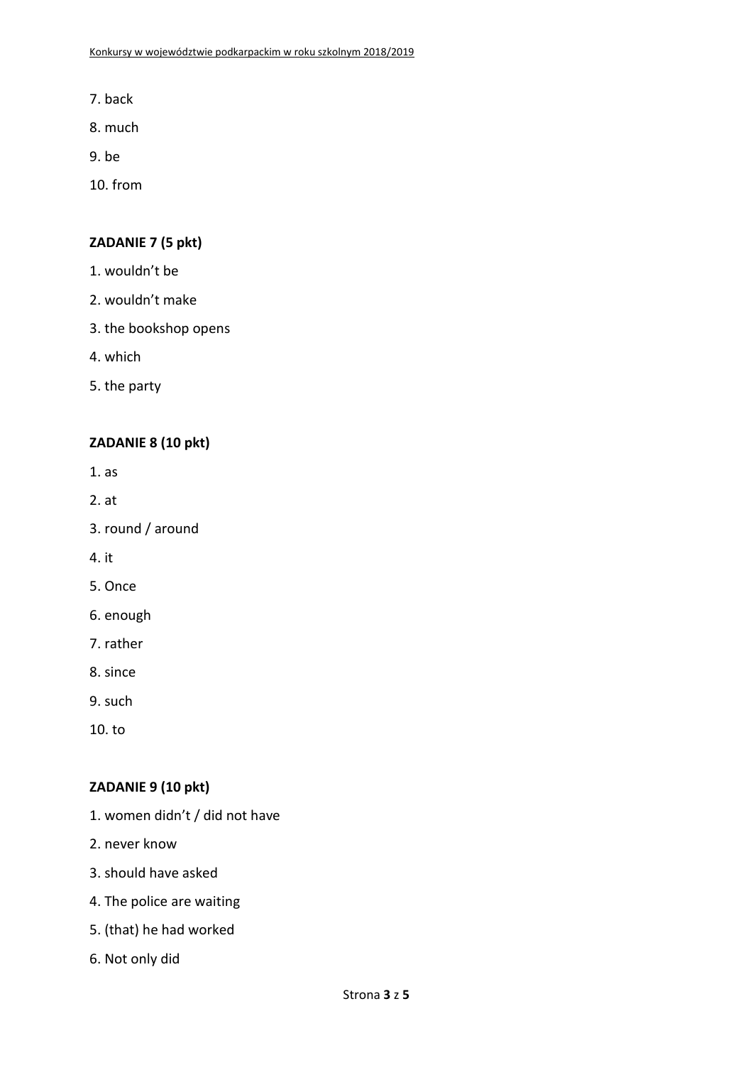7. back
8. much
9. be
10. from

**ZADANIE 7 (5 pkt)**

1. wouldn't be
2. wouldn't make
3. the bookshop opens
4. which
5. the party

**ZADANIE 8 (10 pkt)**

1. as
2. at
3. round / around
4. it
5. Once
6. enough
7. rather
8. since
9. such
10. to

**ZADANIE 9 (10 pkt)**

1. women didn't / did not have
2. never know
3. should have asked
4. The police are waiting
5. (that) he had worked
6. Not only did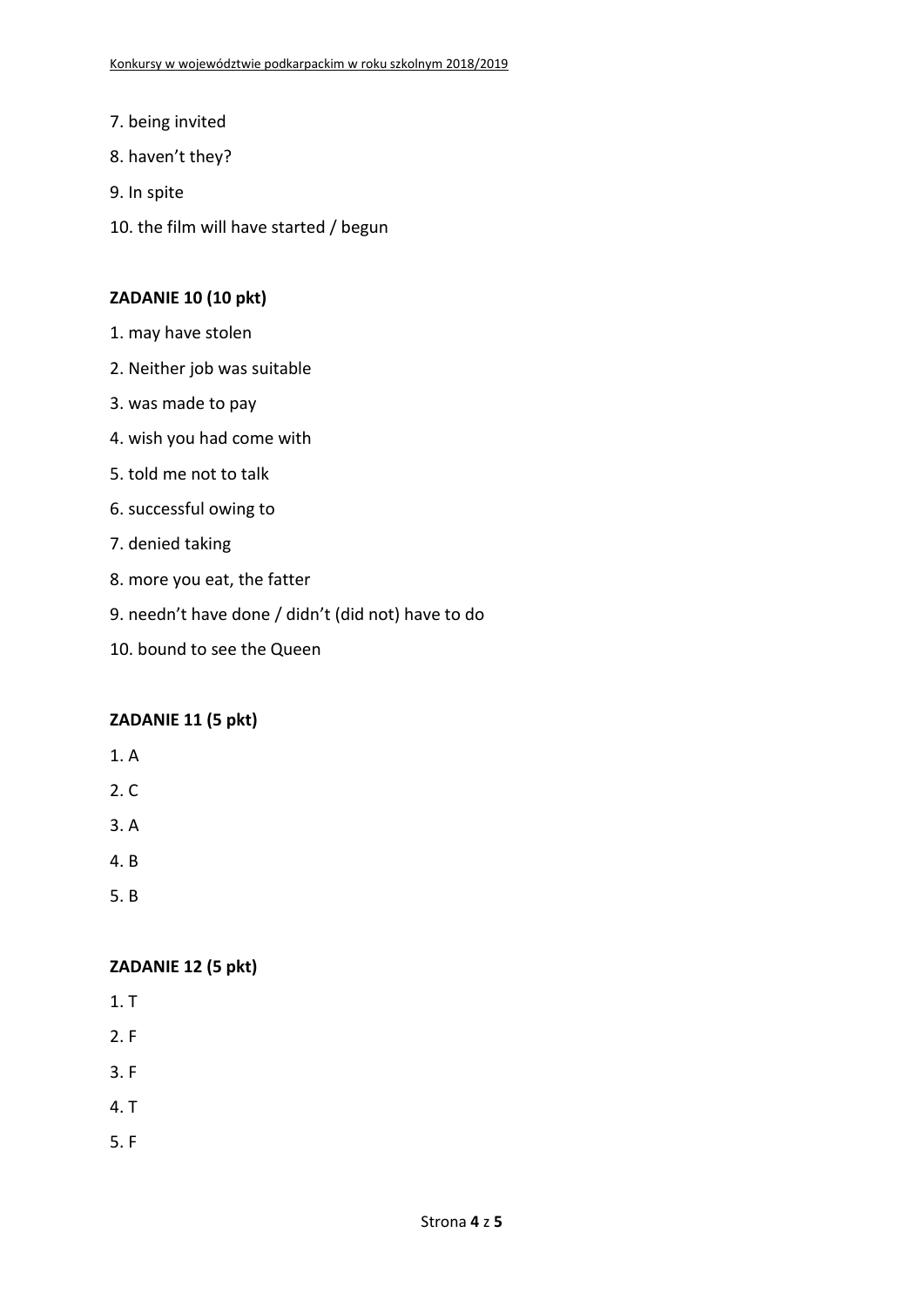7. being invited
8. haven't they?
9. In spite
10. the film will have started / begun

**ZADANIE 10 (10 pkt)**

1. may have stolen
2. Neither job was suitable
3. was made to pay
4. wish you had come with
5. told me not to talk
6. successful owing to
7. denied taking
8. more you eat, the fatter
9. needn't have done / didn't (did not) have to do
10. bound to see the Queen

**ZADANIE 11 (5 pkt)**

1. A
2. C
3. A
4. B
5. B

**ZADANIE 12 (5 pkt)**

1. T
2. F
3. F
4. T
5. F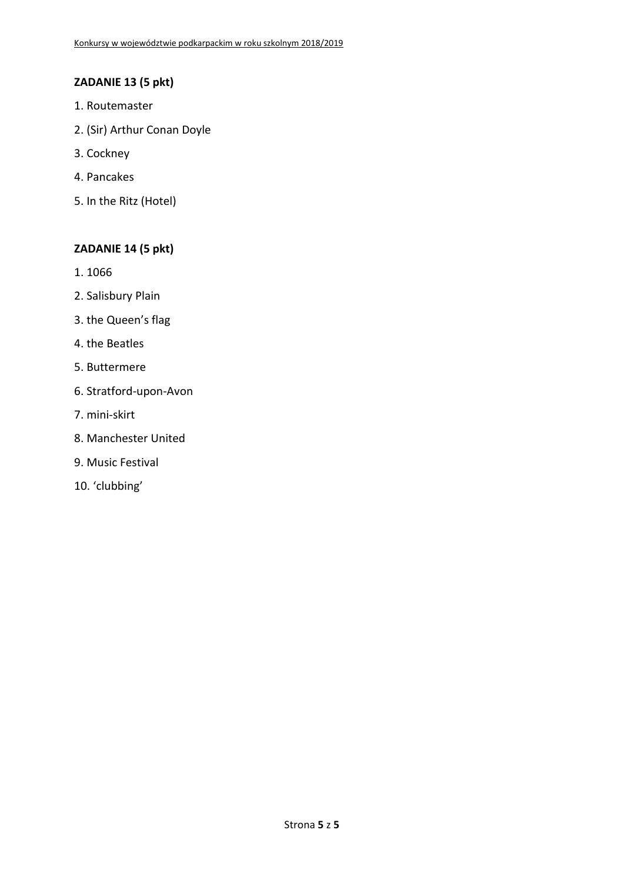**ZADANIE 13 (5 pkt)**

1. Routemaster
2. (Sir) Arthur Conan Doyle
3. Cockney
4. Pancakes
5. In the Ritz (Hotel)

**ZADANIE 14 (5 pkt)**

1. 1066
2. Salisbury Plain
3. the Queen's flag
4. the Beatles
5. Buttermere
6. Stratford-upon-Avon
7. mini-skirt
8. Manchester United
9. Music Festival
10. 'clubbing'